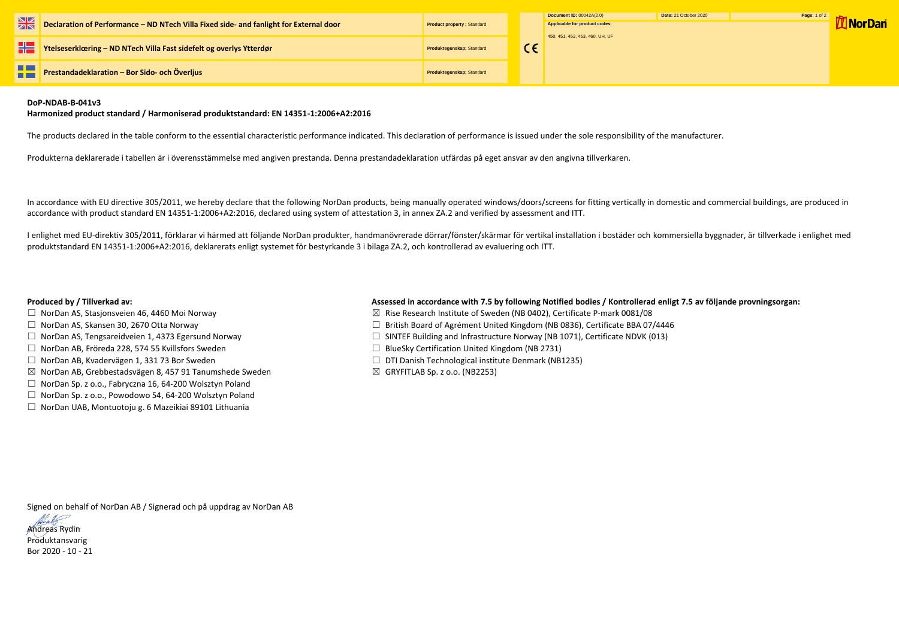| | Declaration of Performance – ND NTech Villa Fixed side- and fanlight for External door | Product property : Standard | | Document ID: 00042A(2.0) | Date: 21 October 2020 |
|---|---|---|---|---|---|
| | Ytelseserklæring – ND NTech Villa Fast sidefelt og overlys Ytterdør | Produktegenskap: Standard | CE | Applicable for product codes: 450, 451, 452, 453, 460, UH, UF | |
| | Prestandadeklaration – Bor Sido- och Överljus | Produktegenskap: Standard | | | |

**DoP-NDAB-B-041v3**
**Harmonized product standard / Harmoniserad produktstandard: EN 14351-1:2006+A2:2016**

The products declared in the table conform to the essential characteristic performance indicated. This declaration of performance is issued under the sole responsibility of the manufacturer.

Produkterna deklarerade i tabellen är i överensstämmelse med angiven prestanda. Denna prestandadeklaration utfärdas på eget ansvar av den angivna tillverkaren.

In accordance with EU directive 305/2011, we hereby declare that the following NorDan products, being manually operated windows/doors/screens for fitting vertically in domestic and commercial buildings, are produced in accordance with product standard EN 14351-1:2006+A2:2016, declared using system of attestation 3, in annex ZA.2 and verified by assessment and ITT.

I enlighet med EU-direktiv 305/2011, förklarar vi härmed att följande NorDan produkter, handmanövrerade dörrar/fönster/skärmar för vertikal installation i bostäder och kommersiella byggnader, är tillverkade i enlighet med produktstandard EN 14351-1:2006+A2:2016, deklarerats enligt systemet för bestyrkande 3 i bilaga ZA.2, och kontrollerad av evaluering och ITT.

**Produced by / Tillverkad av:**

- ☐ NorDan AS, Stasjonsveien 46, 4460 Moi Norway
- ☐ NorDan AS, Skansen 30, 2670 Otta Norway
- ☐ NorDan AS, Tengsareidveien 1, 4373 Egersund Norway
- ☐ NorDan AB, Fröreda 228, 574 55 Kvillsfors Sweden
- ☐ NorDan AB, Kvadervägen 1, 331 73 Bor Sweden
- ☒ NorDan AB, Grebbestadsvägen 8, 457 91 Tanumshede Sweden
- ☐ NorDan Sp. z o.o., Fabryczna 16, 64-200 Wolsztyn Poland
- ☐ NorDan Sp. z o.o., Powodowo 54, 64-200 Wolsztyn Poland
- ☐ NorDan UAB, Montuotoju g. 6 Mazeikiai 89101 Lithuania

**Assessed in accordance with 7.5 by following Notified bodies / Kontrollerad enligt 7.5 av följande provningsorgan:**

- ☒ Rise Research Institute of Sweden (NB 0402), Certificate P-mark 0081/08
- ☐ British Board of Agrément United Kingdom (NB 0836), Certificate BBA 07/4446
- ☐ SINTEF Building and Infrastructure Norway (NB 1071), Certificate NDVK (013)
- ☐ BlueSky Certification United Kingdom (NB 2731)
- ☐ DTI Danish Technological institute Denmark (NB1235)
- ☒ GRYFITLAB Sp. z o.o. (NB2253)

Signed on behalf of NorDan AB / Signerad och på uppdrag av NorDan AB

Andreas Rydin
Produktansvarig
Bor 2020 - 10 - 21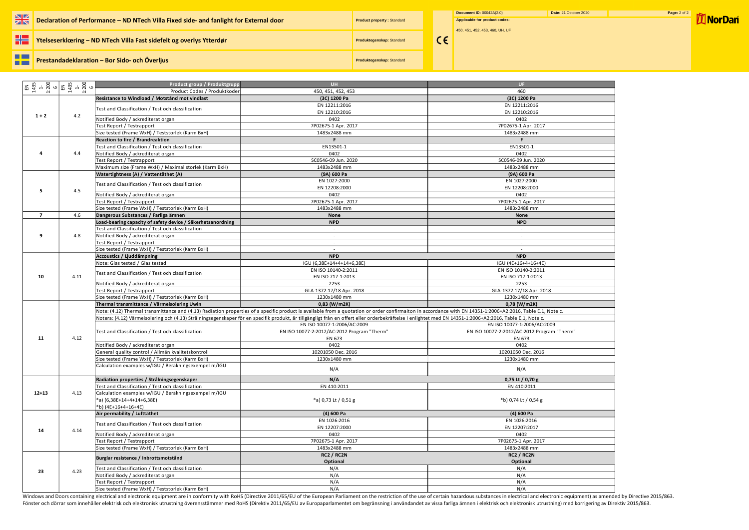# Declaration of Performance – ND NTech Villa Fixed side- and fanlight for External door

Product property : Standard

# Ytelseserklæring – ND NTech Villa Fast sidefelt og overlys Ytterdør

Produktegenskap: Standard

# Prestandadeklaration – Bor Sido- och Överljus

Produktegenskap: Standard

**Document ID:** 00042A(2.0)

**Date:** 21 October 2020

**Applicable for product codes:**

450, 451, 452, 453, 460, UH, UF

NorDan

| EN 14351-1:2006 | EN 14351-1:2006 | Product group / Produktgrupp | UH | UF |
|---|---|---|---|---|
| | | Product Codes / Produktkoder | 450, 451, 452, 453 | 460 |
| 1 + 2 | 4.2 | **Resistance to Windload / Motstånd mot vindlast** | **(3C) 1200 Pa** | **(3C) 1200 Pa** |
| | | Test and Classification / Test och classification | EN 12211:2016<br>EN 12210:2016 | EN 12211:2016<br>EN 12210:2016 |
| | | Notified Body / ackrediterat organ | 0402 | 0402 |
| | | Test Report / Testrapport | 7P02675-1 Apr. 2017 | 7P02675-1 Apr. 2017 |
| | | Size tested (Frame WxH) / Teststorlek (Karm BxH) | 1483x2488 mm | 1483x2488 mm |
| 4 | 4.4 | **Reaction to fire / Brandreaktion** | **F** | **F** |
| | | Test and Classification / Test och classification | EN13501-1 | EN13501-1 |
| | | Notified Body / ackrediterat organ | 0402 | 0402 |
| | | Test Report / Testrapport | SC0546-09 Jun. 2020 | SC0546-09 Jun. 2020 |
| | | Maximum size (Frame WxH) / Maximal storlek (Karm BxH) | 1483x2488 mm | 1483x2488 mm |
| 5 | 4.5 | **Watertightness (A) / Vattentäthet (A)** | **(9A) 600 Pa** | **(9A) 600 Pa** |
| | | Test and Classification / Test och classification | EN 1027:2000<br>EN 12208:2000 | EN 1027:2000<br>EN 12208:2000 |
| | | Notified Body / ackrediterat organ | 0402 | 0402 |
| | | Test Report / Testrapport | 7P02675-1 Apr. 2017 | 7P02675-1 Apr. 2017 |
| | | Size tested (Frame WxH) / Teststorlek (Karm BxH) | 1483x2488 mm | 1483x2488 mm |
| 7 | 4.6 | **Dangerous Substances / Farliga ämnen** | **None** | **None** |
| 9 | 4.8 | **Load-bearing capacity of safety device / Säkerhetsanordning** | **NPD** | **NPD** |
| | | Test and Classification / Test och classification | - | - |
| | | Notified Body / ackrediterat organ | - | - |
| | | Test Report / Testrapport | - | - |
| | | Size tested (Frame WxH) / Teststorlek (Karm BxH) | - | - |
| 10 | 4.11 | **Accoustics / Ljuddämpning** | **NPD** | **NPD** |
| | | Note: Glas tested / Glas testad | IGU (6,38E+14+4+14+6,38E) | IGU (4E+16+4+16+4E) |
| | | Test and Classification / Test och classification | EN ISO 10140-2:2011<br>EN ISO 717-1:2013 | EN ISO 10140-2:2011<br>EN ISO 717-1:2013 |
| | | Notified Body / ackrediterat organ | 2253 | 2253 |
| | | Test Report / Testrapport | GLA-1372.17/18 Apr. 2018 | GLA-1372.17/18 Apr. 2018 |
| | | Size tested (Frame WxH) / Teststorlek (Karm BxH) | 1230x1480 mm | 1230x1480 mm |
| 11 | 4.12 | **Thermal transmittance / Värmeisolering Uwin** | **0,83 (W/m2K)** | **0,78 (W/m2K)** |
| | | Note: (4.12) Thermal transmittance and (4.13) Radiation properties of a specific product is available from a quotation or order confirmaiton in accordance with EN 14351-1:2006+A2:2016, Table E.1, Note c. | | |
| | | Notera: (4.12) Värmeisolering och (4.13) Strålningsegenskaper för en specifik produkt, är tillgängligt från en offert eller orderbekräftelse I enlighet med EN 14351-1:2006+A2:2016, Table E.1, Note c. | | |
| | | Test and Classification / Test och classification | EN ISO 10077-1:2006/AC:2009<br>EN ISO 10077-2:2012/AC:2012 Program "Therm"<br>EN 673 | EN ISO 10077-1:2006/AC:2009<br>EN ISO 10077-2:2012/AC:2012 Program "Therm"<br>EN 673 |
| | | Notified Body / ackrediterat organ | 0402 | 0402 |
| | | General quality control / Allmän kvalitetskontroll | 10201050 Dec. 2016 | 10201050 Dec. 2016 |
| | | Size tested (Frame WxH) / Teststorlek (Karm BxH) | 1230x1480 mm | 1230x1480 mm |
| | | Calculation examples w/IGU / Beräkningsexempel m/IGU | N/A | N/A |
| 12+13 | 4.13 | **Radiation properties / Strålningsegenskaper** | **N/A** | **0,75 Lt / 0,70 g** |
| | | Test and Classification / Test och classification | EN 410:2011 | EN 410:2011 |
| | | Calculation examples w/IGU / Beräkningsexempel m/IGU<br>*a) (6,38E+14+4+14+6,38E)<br>*b) (4E+16+4+16+4E) | *a) 0,73 Lt / 0,51 g | *b) 0,74 Lt / 0,54 g |
| 14 | 4.14 | **Air permability / Lufttäthet** | **(4) 600 Pa** | **(4) 600 Pa** |
| | | Test and Classification / Test och classification | EN 1026:2016<br>EN 12207:2000 | EN 1026:2016<br>EN 12207:2017 |
| | | Notified Body / ackrediterat organ | 0402 | 0402 |
| | | Test Report / Testrapport | 7P02675-1 Apr. 2017 | 7P02675-1 Apr. 2017 |
| | | Size tested (Frame WxH) / Teststorlek (Karm BxH) | 1483x2488 mm | 1483x2488 mm |
| 23 | 4.23 | **Burglar resistence / Inbrottsmotstånd** | **RC2 / RC2N**<br>**Optional** | **RC2 / RC2N**<br>**Optional** |
| | | Test and Classification / Test och classification | N/A | N/A |
| | | Notified Body / ackrediterat organ | N/A | N/A |
| | | Test Report / Testrapport | N/A | N/A |
| | | Size tested (Frame WxH) / Teststorlek (Karm BxH) | N/A | N/A |

Windows and Doors containing electrical and electronic equipment are in conformity with RoHS (Directive 2011/65/EU of the European Parliament on the restriction of the use of certain hazardous substances in electrical and electronic equipment) as amended by Directive 2015/863.

Fönster och dörrar som innehåller elektrisk och elektronisk utrustning överensstämmer med RoHS (Direktiv 2011/65/EU av Europaparlamentet om begränsning i användandet av vissa farliga ämnen i elektrisk och elektronisk utrustning) med korrigering av Direktiv 2015/863.